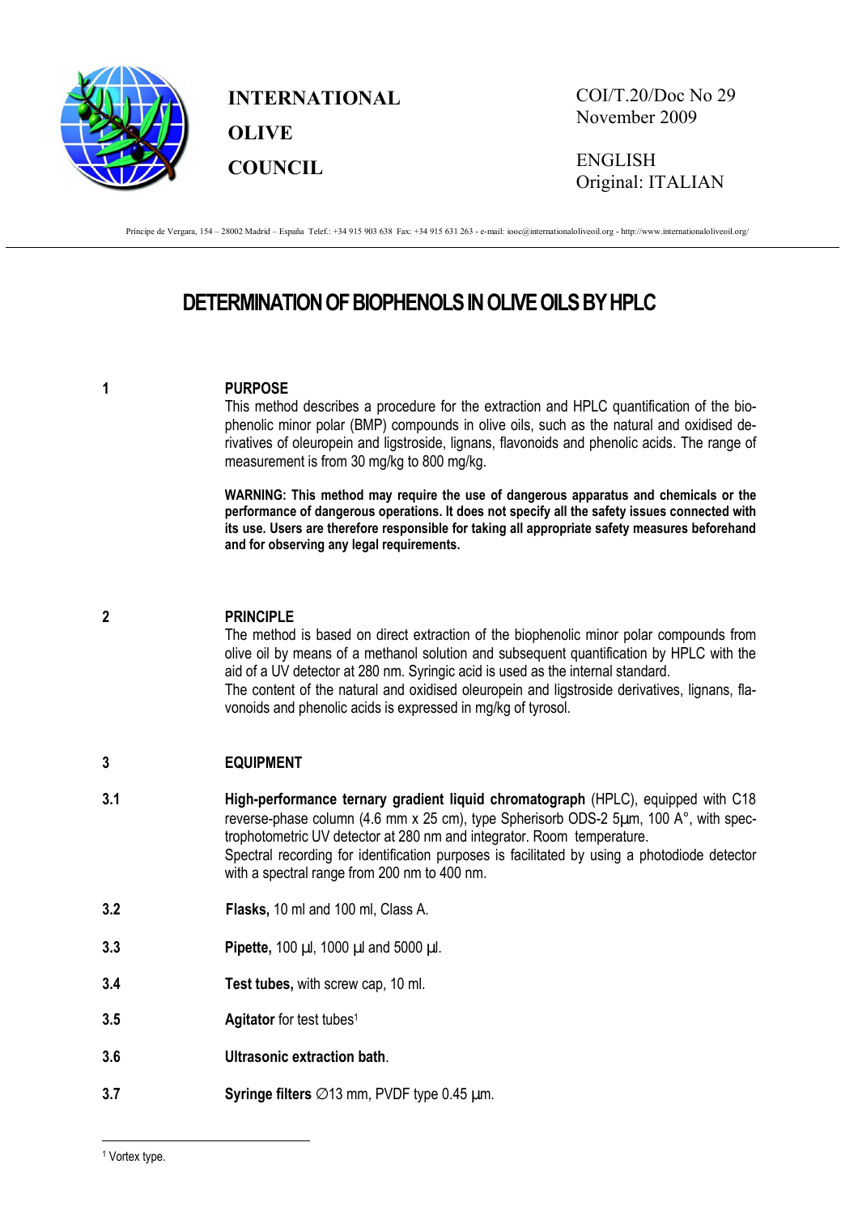**INTERNATIONAL OLIVE COUNCIL**

COI/T.20/Doc No 29
November 2009

ENGLISH
Original: ITALIAN

Principe de Vergara, 154 – 28002 Madrid – España Telef.: +34 915 903 638 Fax: +34 915 631 263 - e-mail: iooc@internationaloliveoil.org - http://www.internationaloliveoil.org/

# DETERMINATION OF BIOPHENOLS IN OLIVE OILS BY HPLC

## 1 PURPOSE

This method describes a procedure for the extraction and HPLC quantification of the biophenolic minor polar (BMP) compounds in olive oils, such as the natural and oxidised derivatives of oleuropein and ligstroside, lignans, flavonoids and phenolic acids. The range of measurement is from 30 mg/kg to 800 mg/kg.

**WARNING: This method may require the use of dangerous apparatus and chemicals or the performance of dangerous operations. It does not specify all the safety issues connected with its use. Users are therefore responsible for taking all appropriate safety measures beforehand and for observing any legal requirements.**

## 2 PRINCIPLE

The method is based on direct extraction of the biophenolic minor polar compounds from olive oil by means of a methanol solution and subsequent quantification by HPLC with the aid of a UV detector at 280 nm. Syringic acid is used as the internal standard.
The content of the natural and oxidised oleuropein and ligstroside derivatives, lignans, flavonoids and phenolic acids is expressed in mg/kg of tyrosol.

## 3 EQUIPMENT

**3.1** **High-performance ternary gradient liquid chromatograph** (HPLC), equipped with C18 reverse-phase column (4.6 mm x 25 cm), type Spherisorb ODS-2 5µm, 100 A°, with spectrophotometric UV detector at 280 nm and integrator. Room temperature.
Spectral recording for identification purposes is facilitated by using a photodiode detector with a spectral range from 200 nm to 400 nm.

**3.2** **Flasks,** 10 ml and 100 ml, Class A.

**3.3** **Pipette,** 100 µl, 1000 µl and 5000 µl.

**3.4** **Test tubes,** with screw cap, 10 ml.

**3.5** **Agitator** for test tubes[1]

**3.6** **Ultrasonic extraction bath**.

**3.7** **Syringe filters** ∅13 mm, PVDF type 0.45 µm.

---

[1] Vortex type.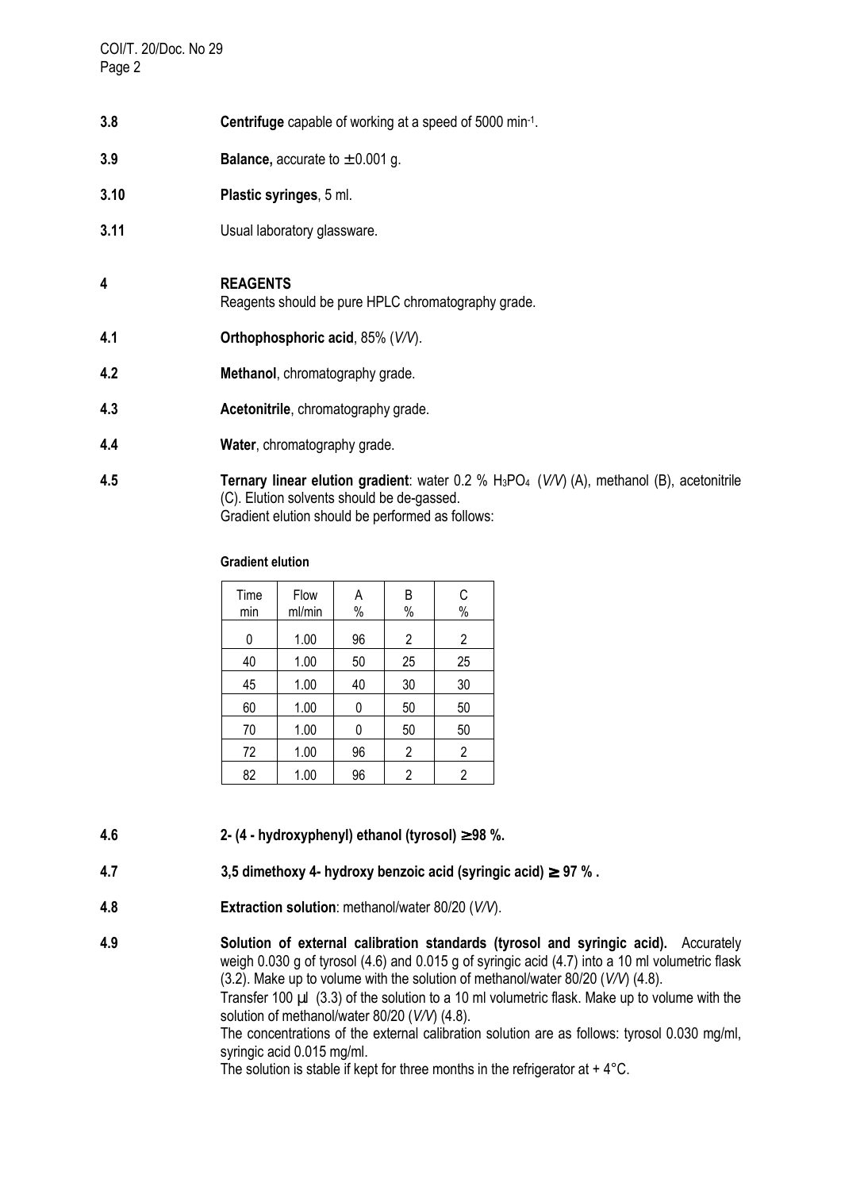**3.8** **Centrifuge** capable of working at a speed of 5000 $min^{-1}$.

**3.9** **Balance,** accurate to $\pm 0.001$ g.

**3.10** **Plastic syringes**, 5 ml.

**3.11** Usual laboratory glassware.

## 4 REAGENTS

Reagents should be pure HPLC chromatography grade.

**4.1** **Orthophosphoric acid**, 85% (*V/V*).

**4.2** **Methanol**, chromatography grade.

**4.3** **Acetonitrile**, chromatography grade.

**4.4** **Water**, chromatography grade.

**4.5** **Ternary linear elution gradient**: water 0.2 % $H_3PO_4$ (*V/V*) (A), methanol (B), acetonitrile (C). Elution solvents should be de-gassed.
Gradient elution should be performed as follows:

**Gradient elution**

| Time min | Flow ml/min | A % | B % | C % |
|---|---|---|---|---|
| 0 | 1.00 | 96 | 2 | 2 |
| 40 | 1.00 | 50 | 25 | 25 |
| 45 | 1.00 | 40 | 30 | 30 |
| 60 | 1.00 | 0 | 50 | 50 |
| 70 | 1.00 | 0 | 50 | 50 |
| 72 | 1.00 | 96 | 2 | 2 |
| 82 | 1.00 | 96 | 2 | 2 |

**4.6** **2- (4 - hydroxyphenyl) ethanol (tyrosol) ≥98 %.**

**4.7** **3,5 dimethoxy 4- hydroxy benzoic acid (syringic acid) ≥ 97 % .**

**4.8** **Extraction solution**: methanol/water 80/20 (*V/V*).

**4.9** **Solution of external calibration standards (tyrosol and syringic acid).** Accurately weigh 0.030 g of tyrosol (4.6) and 0.015 g of syringic acid (4.7) into a 10 ml volumetric flask (3.2). Make up to volume with the solution of methanol/water 80/20 (*V/V*) (4.8).
Transfer 100 µl (3.3) of the solution to a 10 ml volumetric flask. Make up to volume with the solution of methanol/water 80/20 (*V/V*) (4.8).
The concentrations of the external calibration solution are as follows: tyrosol 0.030 mg/ml, syringic acid 0.015 mg/ml.
The solution is stable if kept for three months in the refrigerator at + 4°C.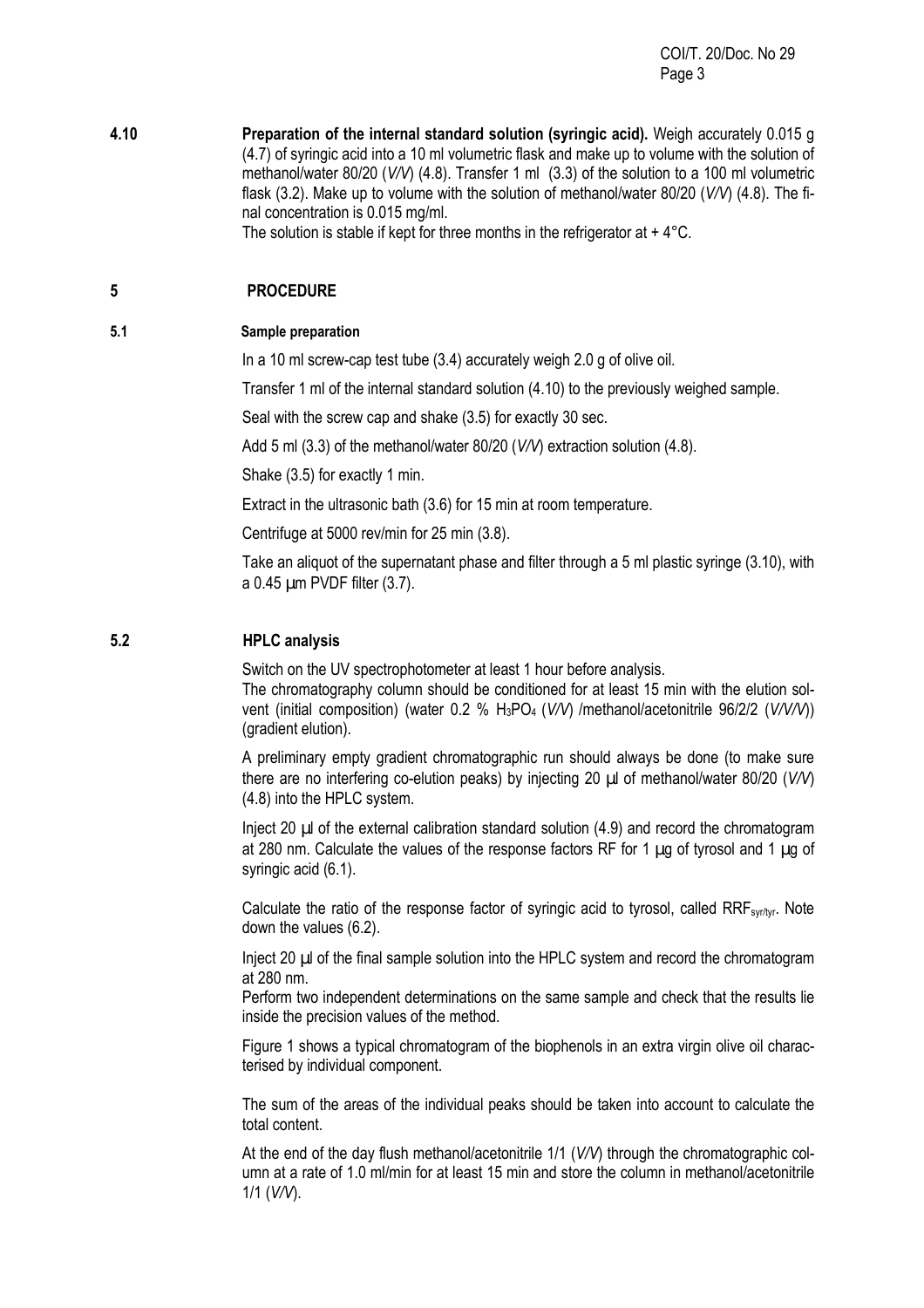**4.10** **Preparation of the internal standard solution (syringic acid).** Weigh accurately 0.015 g (4.7) of syringic acid into a 10 ml volumetric flask and make up to volume with the solution of methanol/water 80/20 (*V/V*) (4.8). Transfer 1 ml (3.3) of the solution to a 100 ml volumetric flask (3.2). Make up to volume with the solution of methanol/water 80/20 (*V/V*) (4.8). The final concentration is 0.015 mg/ml.

The solution is stable if kept for three months in the refrigerator at + 4°C.

## 5 PROCEDURE

### 5.1 Sample preparation

In a 10 ml screw-cap test tube (3.4) accurately weigh 2.0 g of olive oil.

Transfer 1 ml of the internal standard solution (4.10) to the previously weighed sample.

Seal with the screw cap and shake (3.5) for exactly 30 sec.

Add 5 ml (3.3) of the methanol/water 80/20 (*V/V*) extraction solution (4.8).

Shake (3.5) for exactly 1 min.

Extract in the ultrasonic bath (3.6) for 15 min at room temperature.

Centrifuge at 5000 rev/min for 25 min (3.8).

Take an aliquot of the supernatant phase and filter through a 5 ml plastic syringe (3.10), with a 0.45 µm PVDF filter (3.7).

### 5.2 HPLC analysis

Switch on the UV spectrophotometer at least 1 hour before analysis.
The chromatography column should be conditioned for at least 15 min with the elution solvent (initial composition) (water 0.2 % $H_3PO_4$ (*V/V*) /methanol/acetonitrile 96/2/2 (*V/V/V*)) (gradient elution).

A preliminary empty gradient chromatographic run should always be done (to make sure there are no interfering co-elution peaks) by injecting 20 µl of methanol/water 80/20 (*V/V*) (4.8) into the HPLC system.

Inject 20 µl of the external calibration standard solution (4.9) and record the chromatogram at 280 nm. Calculate the values of the response factors RF for 1 µg of tyrosol and 1 µg of syringic acid (6.1).

Calculate the ratio of the response factor of syringic acid to tyrosol, called $RRF_{syr/tyr}$. Note down the values (6.2).

Inject 20 µl of the final sample solution into the HPLC system and record the chromatogram at 280 nm.
Perform two independent determinations on the same sample and check that the results lie inside the precision values of the method.

Figure 1 shows a typical chromatogram of the biophenols in an extra virgin olive oil characterised by individual component.

The sum of the areas of the individual peaks should be taken into account to calculate the total content.

At the end of the day flush methanol/acetonitrile 1/1 (*V/V*) through the chromatographic column at a rate of 1.0 ml/min for at least 15 min and store the column in methanol/acetonitrile 1/1 (*V/V*).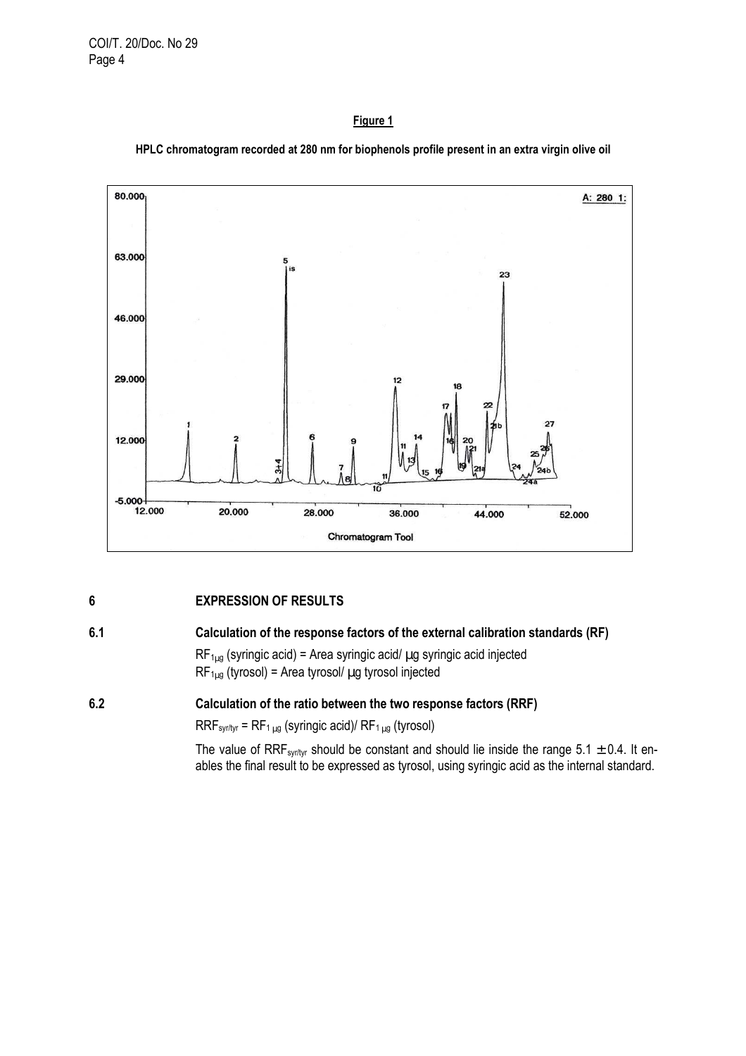**Figure 1**

**HPLC chromatogram recorded at 280 nm for biophenols profile present in an extra virgin olive oil**

## 6 EXPRESSION OF RESULTS

### 6.1 Calculation of the response factors of the external calibration standards (RF)

$RF_{1\mu g}$ (syringic acid) = Area syringic acid/ µg syringic acid injected

$RF_{1\mu g}$ (tyrosol) = Area tyrosol/ µg tyrosol injected

### 6.2 Calculation of the ratio between the two response factors (RRF)

$RRF_{syr/tyr} = RF_{1\,\mu g}$ (syringic acid)/ $RF_{1\,\mu g}$ (tyrosol)

The value of $RRF_{syr/tyr}$ should be constant and should lie inside the range $5.1 \pm 0.4$. It enables the final result to be expressed as tyrosol, using syringic acid as the internal standard.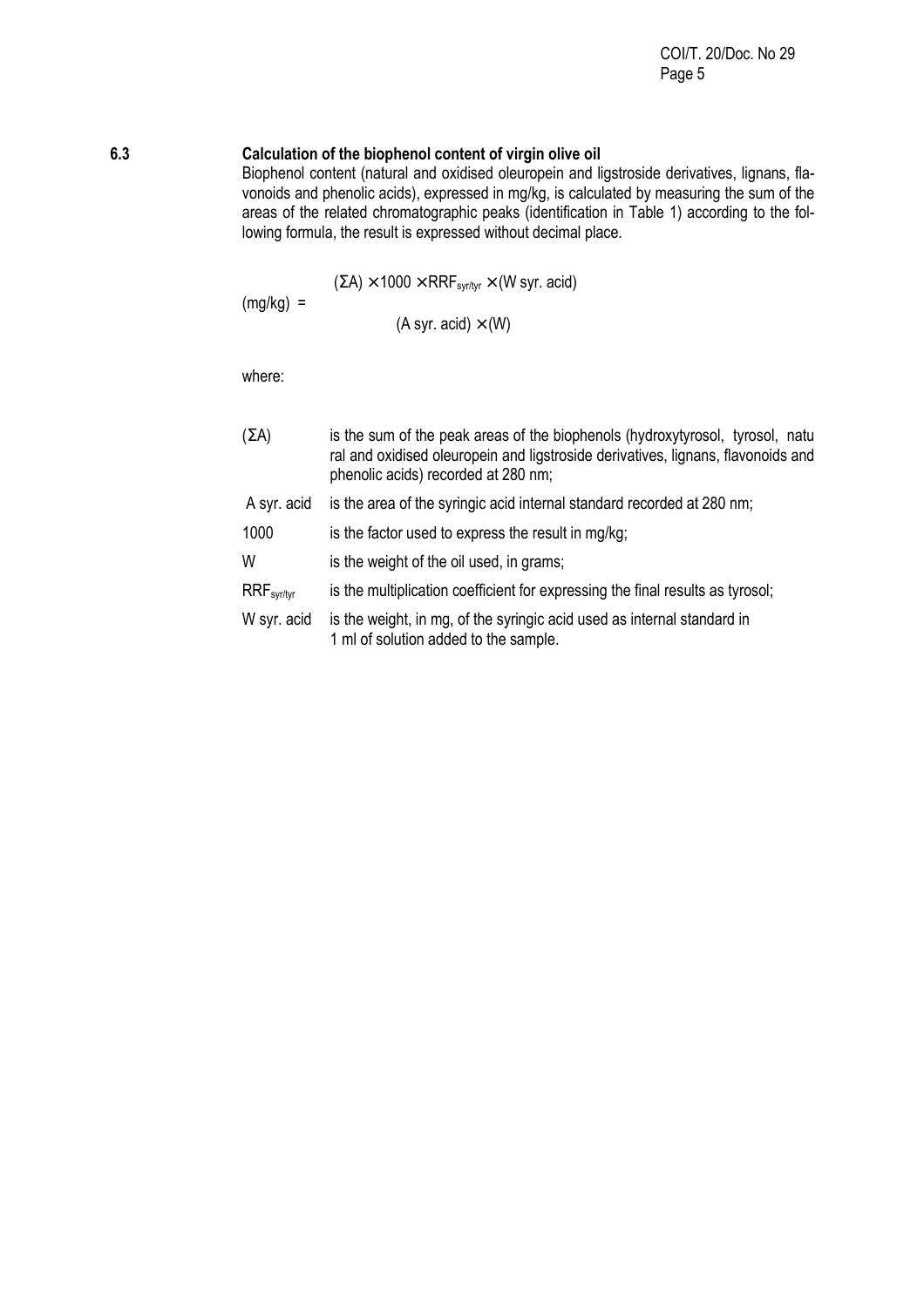### 6.3 Calculation of the biophenol content of virgin olive oil

Biophenol content (natural and oxidised oleuropein and ligstroside derivatives, lignans, flavonoids and phenolic acids), expressed in mg/kg, is calculated by measuring the sum of the areas of the related chromatographic peaks (identification in Table 1) according to the following formula, the result is expressed without decimal place.

$$(mg/kg) = \frac{(\Sigma A) \times 1000 \times RRF_{syr/tyr} \times (W\ syr.\ acid)}{(A\ syr.\ acid) \times (W)}$$

where:

| | |
|---|---|
| $(\Sigma A)$ | is the sum of the peak areas of the biophenols (hydroxytyrosol, tyrosol, natural and oxidised oleuropein and ligstroside derivatives, lignans, flavonoids and phenolic acids) recorded at 280 nm; |
| A syr. acid | is the area of the syringic acid internal standard recorded at 280 nm; |
| 1000 | is the factor used to express the result in mg/kg; |
| W | is the weight of the oil used, in grams; |
| $RRF_{syr/tyr}$ | is the multiplication coefficient for expressing the final results as tyrosol; |
| W syr. acid | is the weight, in mg, of the syringic acid used as internal standard in 1 ml of solution added to the sample. |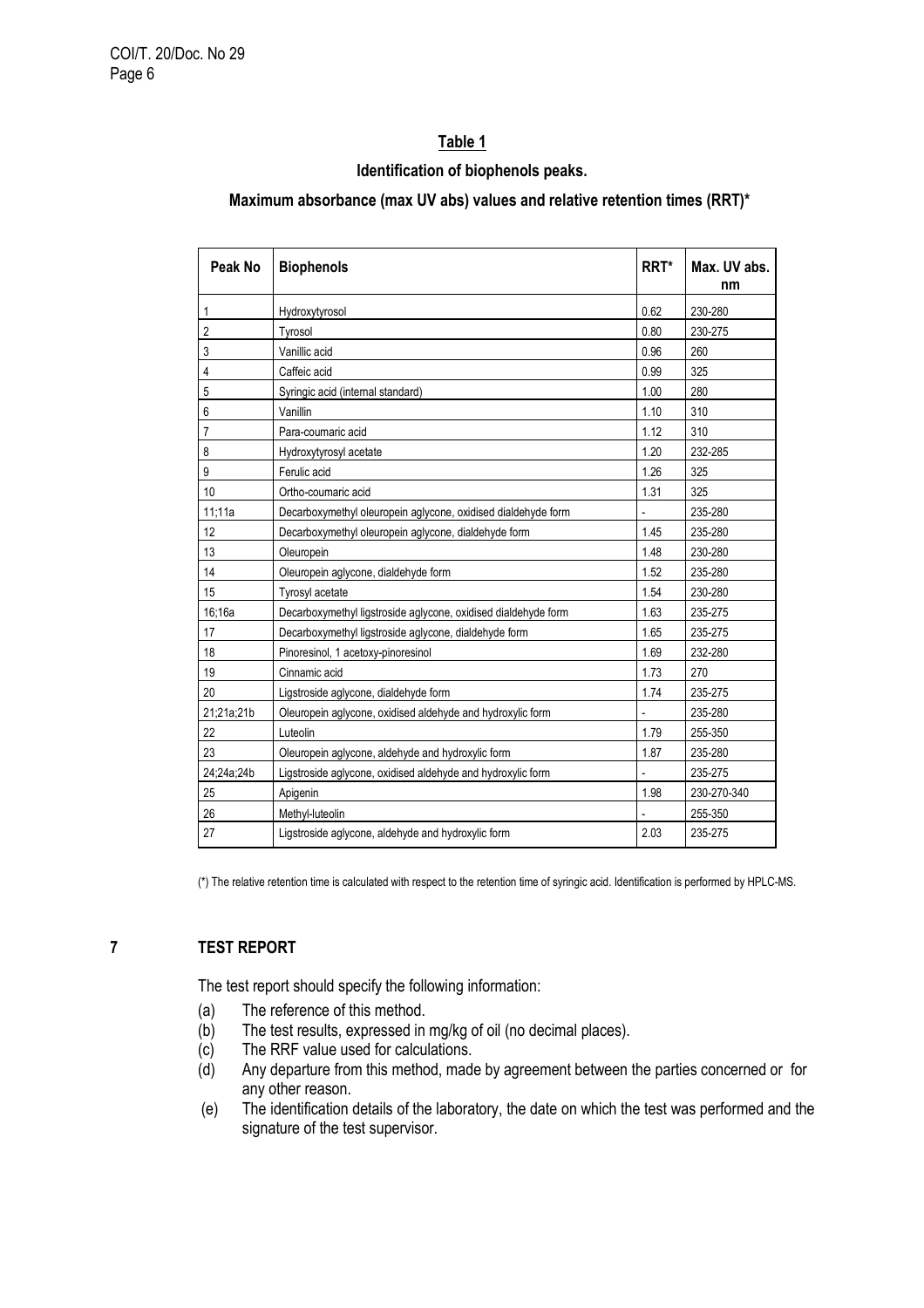**Table 1**

**Identification of biophenols peaks.**

**Maximum absorbance (max UV abs) values and relative retention times (RRT)***

| Peak No | Biophenols | RRT* | Max. UV abs. nm |
|---|---|---|---|
| 1 | Hydroxytyrosol | 0.62 | 230-280 |
| 2 | Tyrosol | 0.80 | 230-275 |
| 3 | Vanillic acid | 0.96 | 260 |
| 4 | Caffeic acid | 0.99 | 325 |
| 5 | Syringic acid (internal standard) | 1.00 | 280 |
| 6 | Vanillin | 1.10 | 310 |
| 7 | Para-coumaric acid | 1.12 | 310 |
| 8 | Hydroxytyrosyl acetate | 1.20 | 232-285 |
| 9 | Ferulic acid | 1.26 | 325 |
| 10 | Ortho-coumaric acid | 1.31 | 325 |
| 11;11a | Decarboxymethyl oleuropein aglycone, oxidised dialdehyde form | - | 235-280 |
| 12 | Decarboxymethyl oleuropein aglycone, dialdehyde form | 1.45 | 235-280 |
| 13 | Oleuropein | 1.48 | 230-280 |
| 14 | Oleuropein aglycone, dialdehyde form | 1.52 | 235-280 |
| 15 | Tyrosyl acetate | 1.54 | 230-280 |
| 16;16a | Decarboxymethyl ligstroside aglycone, oxidised dialdehyde form | 1.63 | 235-275 |
| 17 | Decarboxymethyl ligstroside aglycone, dialdehyde form | 1.65 | 235-275 |
| 18 | Pinoresinol, 1 acetoxy-pinoresinol | 1.69 | 232-280 |
| 19 | Cinnamic acid | 1.73 | 270 |
| 20 | Ligstroside aglycone, dialdehyde form | 1.74 | 235-275 |
| 21;21a;21b | Oleuropein aglycone, oxidised aldehyde and hydroxylic form | - | 235-280 |
| 22 | Luteolin | 1.79 | 255-350 |
| 23 | Oleuropein aglycone, aldehyde and hydroxylic form | 1.87 | 235-280 |
| 24;24a;24b | Ligstroside aglycone, oxidised aldehyde and hydroxylic form | - | 235-275 |
| 25 | Apigenin | 1.98 | 230-270-340 |
| 26 | Methyl-luteolin | - | 255-350 |
| 27 | Ligstroside aglycone, aldehyde and hydroxylic form | 2.03 | 235-275 |

(*) The relative retention time is calculated with respect to the retention time of syringic acid. Identification is performed by HPLC-MS.

## 7 TEST REPORT

The test report should specify the following information:

(a) The reference of this method.

(b) The test results, expressed in mg/kg of oil (no decimal places).

(c) The RRF value used for calculations.

(d) Any departure from this method, made by agreement between the parties concerned or for any other reason.

(e) The identification details of the laboratory, the date on which the test was performed and the signature of the test supervisor.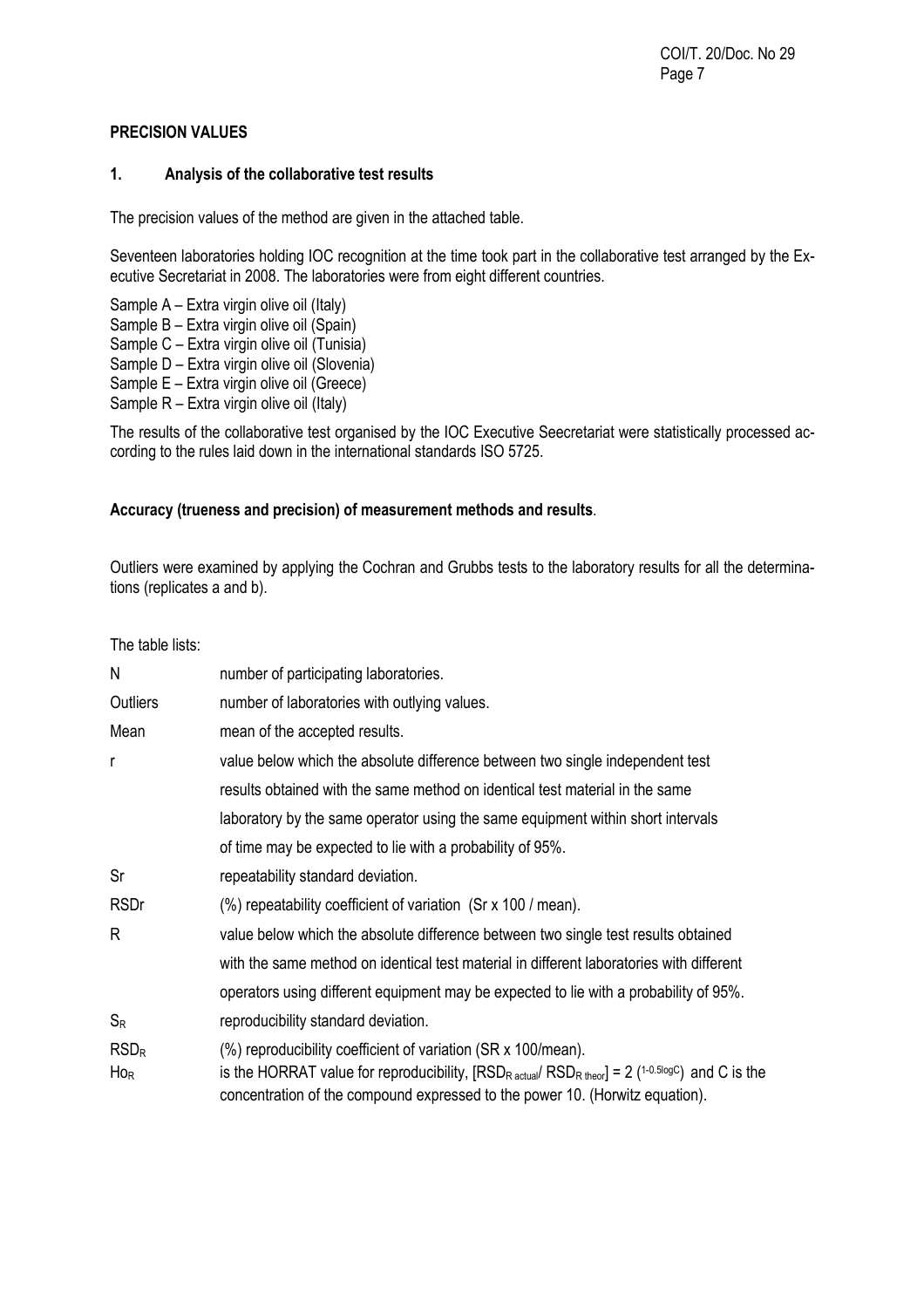## PRECISION VALUES

### 1. Analysis of the collaborative test results

The precision values of the method are given in the attached table.

Seventeen laboratories holding IOC recognition at the time took part in the collaborative test arranged by the Executive Secretariat in 2008. The laboratories were from eight different countries.

Sample A – Extra virgin olive oil (Italy)
Sample B – Extra virgin olive oil (Spain)
Sample C – Extra virgin olive oil (Tunisia)
Sample D – Extra virgin olive oil (Slovenia)
Sample E – Extra virgin olive oil (Greece)
Sample R – Extra virgin olive oil (Italy)

The results of the collaborative test organised by the IOC Executive Seecretariat were statistically processed according to the rules laid down in the international standards ISO 5725.

**Accuracy (trueness and precision) of measurement methods and results**.

Outliers were examined by applying the Cochran and Grubbs tests to the laboratory results for all the determinations (replicates a and b).

The table lists:

| | |
|---|---|
| N | number of participating laboratories. |
| Outliers | number of laboratories with outlying values. |
| Mean | mean of the accepted results. |
| r | value below which the absolute difference between two single independent test results obtained with the same method on identical test material in the same laboratory by the same operator using the same equipment within short intervals of time may be expected to lie with a probability of 95%. |
| Sr | repeatability standard deviation. |
| RSDr | (%) repeatability coefficient of variation (Sr x 100 / mean). |
| R | value below which the absolute difference between two single test results obtained with the same method on identical test material in different laboratories with different operators using different equipment may be expected to lie with a probability of 95%. |
| $S_R$ | reproducibility standard deviation. |
| $RSD_R$ | (%) reproducibility coefficient of variation (SR x 100/mean). |
| $Ho_R$ | is the HORRAT value for reproducibility, $[RSD_{R\ actual}/ RSD_{R\ theor}] = 2^{(1-0.5\log C)}$ and C is the concentration of the compound expressed to the power 10. (Horwitz equation). |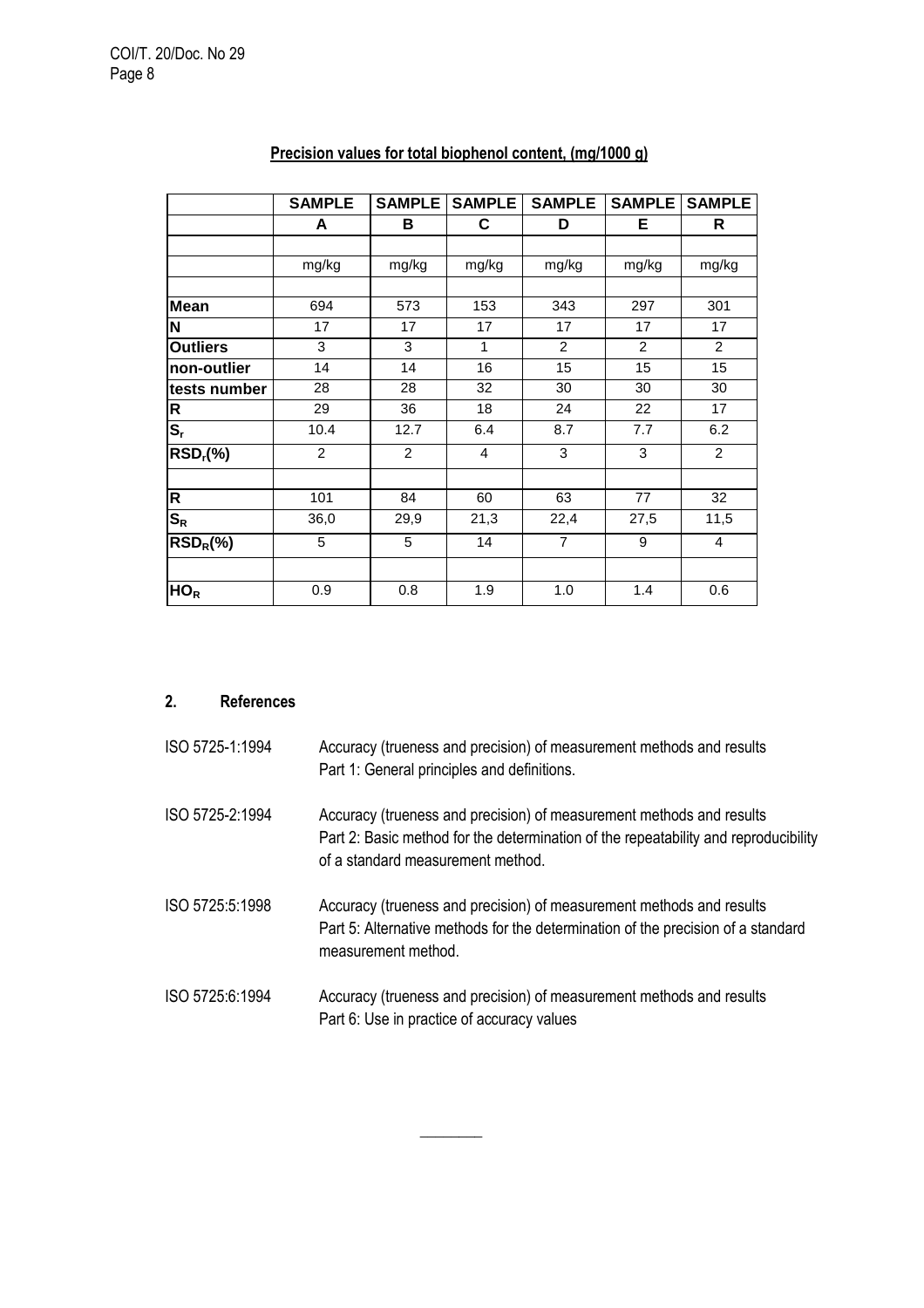**Precision values for total biophenol content, (mg/1000 g)**

| | SAMPLE A | SAMPLE B | SAMPLE C | SAMPLE D | SAMPLE E | SAMPLE R |
|---|---|---|---|---|---|---|
| | | | | | | |
| | mg/kg | mg/kg | mg/kg | mg/kg | mg/kg | mg/kg |
| | | | | | | |
| **Mean** | 694 | 573 | 153 | 343 | 297 | 301 |
| **N** | 17 | 17 | 17 | 17 | 17 | 17 |
| **Outliers** | 3 | 3 | 1 | 2 | 2 | 2 |
| **non-outlier** | 14 | 14 | 16 | 15 | 15 | 15 |
| **tests number** | 28 | 28 | 32 | 30 | 30 | 30 |
| **R** | 29 | 36 | 18 | 24 | 22 | 17 |
| **$S_r$** | 10.4 | 12.7 | 6.4 | 8.7 | 7.7 | 6.2 |
| **$RSD_r$(%)** | 2 | 2 | 4 | 3 | 3 | 2 |
| | | | | | | |
| **R** | 101 | 84 | 60 | 63 | 77 | 32 |
| **$S_R$** | 36,0 | 29,9 | 21,3 | 22,4 | 27,5 | 11,5 |
| **$RSD_R$(%)** | 5 | 5 | 14 | 7 | 9 | 4 |
| | | | | | | |
| **$HO_R$** | 0.9 | 0.8 | 1.9 | 1.0 | 1.4 | 0.6 |

## 2. References

ISO 5725-1:1994 — Accuracy (trueness and precision) of measurement methods and results
Part 1: General principles and definitions.

ISO 5725-2:1994 — Accuracy (trueness and precision) of measurement methods and results
Part 2: Basic method for the determination of the repeatability and reproducibility of a standard measurement method.

ISO 5725:5:1998 — Accuracy (trueness and precision) of measurement methods and results
Part 5: Alternative methods for the determination of the precision of a standard measurement method.

ISO 5725:6:1994 — Accuracy (trueness and precision) of measurement methods and results
Part 6: Use in practice of accuracy values